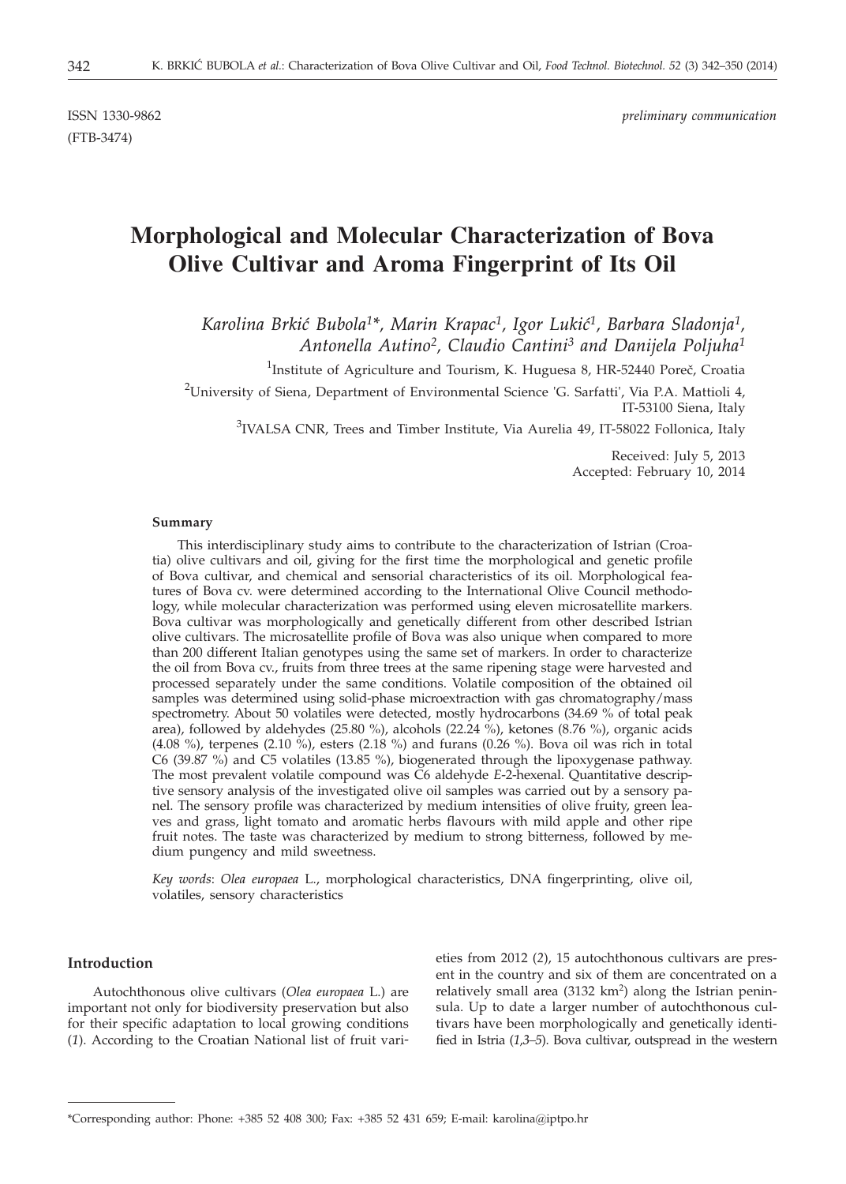ISSN 1330-9862 *preliminary communication*

(FTB-3474)

# Morphological and Molecular Characterization of Bova Olive Cultivar and Aroma Fingerprint of Its Oil

*Karolina Brkić Bubola[1]\*, Marin Krapac[1], Igor Lukić[1], Barbara Sladonja[1], Antonella Autino[2], Claudio Cantini[3] and Danijela Poljuha[1]*

[1]Institute of Agriculture and Tourism, K. Huguesa 8, HR-52440 Poreč, Croatia

[2]University of Siena, Department of Environmental Science 'G. Sarfatti', Via P.A. Mattioli 4, IT-53100 Siena, Italy

[3]IVALSA CNR, Trees and Timber Institute, Via Aurelia 49, IT-58022 Follonica, Italy

Received: July 5, 2013
Accepted: February 10, 2014

### Summary

This interdisciplinary study aims to contribute to the characterization of Istrian (Croatia) olive cultivars and oil, giving for the first time the morphological and genetic profile of Bova cultivar, and chemical and sensorial characteristics of its oil. Morphological features of Bova cv. were determined according to the International Olive Council methodology, while molecular characterization was performed using eleven microsatellite markers. Bova cultivar was morphologically and genetically different from other described Istrian olive cultivars. The microsatellite profile of Bova was also unique when compared to more than 200 different Italian genotypes using the same set of markers. In order to characterize the oil from Bova cv., fruits from three trees at the same ripening stage were harvested and processed separately under the same conditions. Volatile composition of the obtained oil samples was determined using solid-phase microextraction with gas chromatography/mass spectrometry. About 50 volatiles were detected, mostly hydrocarbons (34.69 % of total peak area), followed by aldehydes (25.80 %), alcohols (22.24 %), ketones (8.76 %), organic acids (4.08 %), terpenes (2.10 %), esters (2.18 %) and furans (0.26 %). Bova oil was rich in total C6 (39.87 %) and C5 volatiles (13.85 %), biogenerated through the lipoxygenase pathway. The most prevalent volatile compound was C6 aldehyde *E*-2-hexenal. Quantitative descriptive sensory analysis of the investigated olive oil samples was carried out by a sensory panel. The sensory profile was characterized by medium intensities of olive fruity, green leaves and grass, light tomato and aromatic herbs flavours with mild apple and other ripe fruit notes. The taste was characterized by medium to strong bitterness, followed by medium pungency and mild sweetness.

*Key words*: *Olea europaea* L., morphological characteristics, DNA fingerprinting, olive oil, volatiles, sensory characteristics

### Introduction

Autochthonous olive cultivars (*Olea europaea* L.) are important not only for biodiversity preservation but also for their specific adaptation to local growing conditions (*1*). According to the Croatian National list of fruit varieties from 2012 (*2*), 15 autochthonous cultivars are present in the country and six of them are concentrated on a relatively small area (3132 km$^2$) along the Istrian peninsula. Up to date a larger number of autochthonous cultivars have been morphologically and genetically identified in Istria (*1,3–5*). Bova cultivar, outspread in the western

---

\*Corresponding author: Phone: +385 52 408 300; Fax: +385 52 431 659; E-mail: karolina@iptpo.hr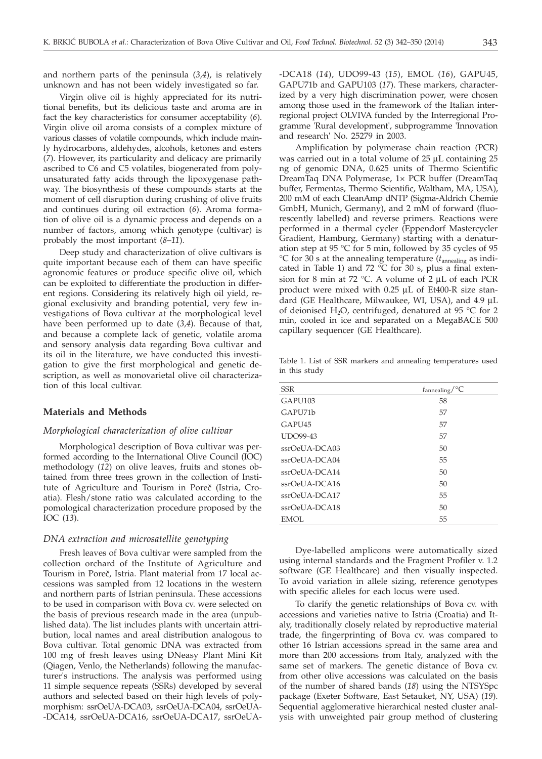and northern parts of the peninsula (*3,4*), is relatively unknown and has not been widely investigated so far.

Virgin olive oil is highly appreciated for its nutritional benefits, but its delicious taste and aroma are in fact the key characteristics for consumer acceptability (*6*). Virgin olive oil aroma consists of a complex mixture of various classes of volatile compounds, which include mainly hydrocarbons, aldehydes, alcohols, ketones and esters (*7*). However, its particularity and delicacy are primarily ascribed to C6 and C5 volatiles, biogenerated from polyunsaturated fatty acids through the lipoxygenase pathway. The biosynthesis of these compounds starts at the moment of cell disruption during crushing of olive fruits and continues during oil extraction (*6*). Aroma formation of olive oil is a dynamic process and depends on a number of factors, among which genotype (cultivar) is probably the most important (*8–11*).

Deep study and characterization of olive cultivars is quite important because each of them can have specific agronomic features or produce specific olive oil, which can be exploited to differentiate the production in different regions. Considering its relatively high oil yield, regional exclusivity and branding potential, very few investigations of Bova cultivar at the morphological level have been performed up to date (*3,4*). Because of that, and because a complete lack of genetic, volatile aroma and sensory analysis data regarding Bova cultivar and its oil in the literature, we have conducted this investigation to give the first morphological and genetic description, as well as monovarietal olive oil characterization of this local cultivar.

## Materials and Methods

### *Morphological characterization of olive cultivar*

Morphological description of Bova cultivar was performed according to the International Olive Council (IOC) methodology (*12*) on olive leaves, fruits and stones obtained from three trees grown in the collection of Institute of Agriculture and Tourism in Poreč (Istria, Croatia). Flesh/stone ratio was calculated according to the pomological characterization procedure proposed by the IOC (*13*).

### *DNA extraction and microsatellite genotyping*

Fresh leaves of Bova cultivar were sampled from the collection orchard of the Institute of Agriculture and Tourism in Poreč, Istria. Plant material from 17 local accessions was sampled from 12 locations in the western and northern parts of Istrian peninsula. These accessions to be used in comparison with Bova cv. were selected on the basis of previous research made in the area (unpublished data). The list includes plants with uncertain attribution, local names and areal distribution analogous to Bova cultivar. Total genomic DNA was extracted from 100 mg of fresh leaves using DNeasy Plant Mini Kit (Qiagen, Venlo, the Netherlands) following the manufacturer's instructions. The analysis was performed using 11 simple sequence repeats (SSRs) developed by several authors and selected based on their high levels of polymorphism: ssrOeUA-DCA03, ssrOeUA-DCA04, ssrOeUA-DCA14, ssrOeUA-DCA16, ssrOeUA-DCA17, ssrOeUA-DCA18 (*14*), UDO99-43 (*15*), EMOL (*16*), GAPU45, GAPU71b and GAPU103 (*17*). These markers, characterized by a very high discrimination power, were chosen among those used in the framework of the Italian interregional project OLVIVA funded by the Interregional Programme 'Rural development', subprogramme 'Innovation and research' No. 25279 in 2003.

Amplification by polymerase chain reaction (PCR) was carried out in a total volume of 25 µL containing 25 ng of genomic DNA, 0.625 units of Thermo Scientific DreamTaq DNA Polymerase, 1× PCR buffer (DreamTaq buffer, Fermentas, Thermo Scientific, Waltham, MA, USA), 200 mM of each CleanAmp dNTP (Sigma-Aldrich Chemie GmbH, Munich, Germany), and 2 mM of forward (fluorescently labelled) and reverse primers. Reactions were performed in a thermal cycler (Eppendorf Mastercycler Gradient, Hamburg, Germany) starting with a denaturation step at 95 °C for 5 min, followed by 35 cycles of 95 °C for 30 s at the annealing temperature ($t_{annealing}$ as indicated in Table 1) and 72 °C for 30 s, plus a final extension for 8 min at 72 °C. A volume of 2 µL of each PCR product were mixed with 0.25 µL of Et400-R size standard (GE Healthcare, Milwaukee, WI, USA), and 4.9 µL of deionised $H_2O$, centrifuged, denatured at 95 °C for 2 min, cooled in ice and separated on a MegaBACE 500 capillary sequencer (GE Healthcare).

Table 1. List of SSR markers and annealing temperatures used in this study

| SSR | $t_{annealing}$/°C |
|---|---|
| GAPU103 | 58 |
| GAPU71b | 57 |
| GAPU45 | 57 |
| UDO99-43 | 57 |
| ssrOeUA-DCA03 | 50 |
| ssrOeUA-DCA04 | 55 |
| ssrOeUA-DCA14 | 50 |
| ssrOeUA-DCA16 | 50 |
| ssrOeUA-DCA17 | 55 |
| ssrOeUA-DCA18 | 50 |
| EMOL | 55 |

Dye-labelled amplicons were automatically sized using internal standards and the Fragment Profiler v. 1.2 software (GE Healthcare) and then visually inspected. To avoid variation in allele sizing, reference genotypes with specific alleles for each locus were used.

To clarify the genetic relationships of Bova cv. with accessions and varieties native to Istria (Croatia) and Italy, traditionally closely related by reproductive material trade, the fingerprinting of Bova cv. was compared to other 16 Istrian accessions spread in the same area and more than 200 accessions from Italy, analyzed with the same set of markers. The genetic distance of Bova cv. from other olive accessions was calculated on the basis of the number of shared bands (*18*) using the NTSYSpc package (Exeter Software, East Setauket, NY, USA) (*19*). Sequential agglomerative hierarchical nested cluster analysis with unweighted pair group method of clustering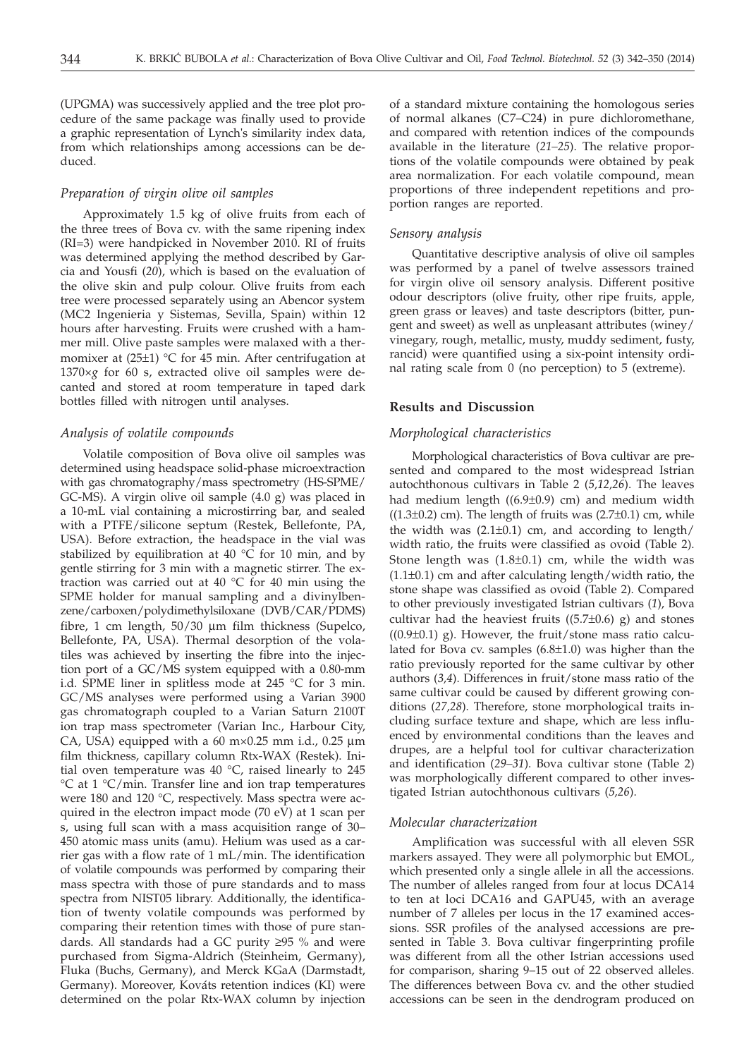(UPGMA) was successively applied and the tree plot procedure of the same package was finally used to provide a graphic representation of Lynch's similarity index data, from which relationships among accessions can be deduced.

### *Preparation of virgin olive oil samples*

Approximately 1.5 kg of olive fruits from each of the three trees of Bova cv. with the same ripening index (RI=3) were handpicked in November 2010. RI of fruits was determined applying the method described by Garcia and Yousfi (*20*), which is based on the evaluation of the olive skin and pulp colour. Olive fruits from each tree were processed separately using an Abencor system (MC2 Ingenieria y Sistemas, Sevilla, Spain) within 12 hours after harvesting. Fruits were crushed with a hammer mill. Olive paste samples were malaxed with a thermomixer at (25±1) °C for 45 min. After centrifugation at 1370×*g* for 60 s, extracted olive oil samples were decanted and stored at room temperature in taped dark bottles filled with nitrogen until analyses.

### *Analysis of volatile compounds*

Volatile composition of Bova olive oil samples was determined using headspace solid-phase microextraction with gas chromatography/mass spectrometry (HS-SPME/GC-MS). A virgin olive oil sample (4.0 g) was placed in a 10-mL vial containing a microstirring bar, and sealed with a PTFE/silicone septum (Restek, Bellefonte, PA, USA). Before extraction, the headspace in the vial was stabilized by equilibration at 40 °C for 10 min, and by gentle stirring for 3 min with a magnetic stirrer. The extraction was carried out at 40 °C for 40 min using the SPME holder for manual sampling and a divinylbenzene/carboxen/polydimethylsiloxane (DVB/CAR/PDMS) fibre, 1 cm length, 50/30 µm film thickness (Supelco, Bellefonte, PA, USA). Thermal desorption of the volatiles was achieved by inserting the fibre into the injection port of a GC/MS system equipped with a 0.80-mm i.d. SPME liner in splitless mode at 245 °C for 3 min. GC/MS analyses were performed using a Varian 3900 gas chromatograph coupled to a Varian Saturn 2100T ion trap mass spectrometer (Varian Inc., Harbour City, CA, USA) equipped with a 60 m×0.25 mm i.d., 0.25 µm film thickness, capillary column Rtx-WAX (Restek). Initial oven temperature was 40 °C, raised linearly to 245 °C at 1 °C/min. Transfer line and ion trap temperatures were 180 and 120 °C, respectively. Mass spectra were acquired in the electron impact mode (70 eV) at 1 scan per s, using full scan with a mass acquisition range of 30–450 atomic mass units (amu). Helium was used as a carrier gas with a flow rate of 1 mL/min. The identification of volatile compounds was performed by comparing their mass spectra with those of pure standards and to mass spectra from NIST05 library. Additionally, the identification of twenty volatile compounds was performed by comparing their retention times with those of pure standards. All standards had a GC purity ≥95 % and were purchased from Sigma-Aldrich (Steinheim, Germany), Fluka (Buchs, Germany), and Merck KGaA (Darmstadt, Germany). Moreover, Kováts retention indices (KI) were determined on the polar Rtx-WAX column by injection of a standard mixture containing the homologous series of normal alkanes (C7–C24) in pure dichloromethane, and compared with retention indices of the compounds available in the literature (*21–25*). The relative proportions of the volatile compounds were obtained by peak area normalization. For each volatile compound, mean proportions of three independent repetitions and proportion ranges are reported.

### *Sensory analysis*

Quantitative descriptive analysis of olive oil samples was performed by a panel of twelve assessors trained for virgin olive oil sensory analysis. Different positive odour descriptors (olive fruity, other ripe fruits, apple, green grass or leaves) and taste descriptors (bitter, pungent and sweet) as well as unpleasant attributes (winey/vinegary, rough, metallic, musty, muddy sediment, fusty, rancid) were quantified using a six-point intensity ordinal rating scale from 0 (no perception) to 5 (extreme).

## **Results and Discussion**

### *Morphological characteristics*

Morphological characteristics of Bova cultivar are presented and compared to the most widespread Istrian autochthonous cultivars in Table 2 (*5,12,26*). The leaves had medium length ((6.9±0.9) cm) and medium width ((1.3±0.2) cm). The length of fruits was (2.7±0.1) cm, while the width was (2.1±0.1) cm, and according to length/width ratio, the fruits were classified as ovoid (Table 2). Stone length was (1.8±0.1) cm, while the width was (1.1±0.1) cm and after calculating length/width ratio, the stone shape was classified as ovoid (Table 2). Compared to other previously investigated Istrian cultivars (*1*), Bova cultivar had the heaviest fruits ((5.7±0.6) g) and stones ((0.9±0.1) g). However, the fruit/stone mass ratio calculated for Bova cv. samples (6.8±1.0) was higher than the ratio previously reported for the same cultivar by other authors (*3,4*). Differences in fruit/stone mass ratio of the same cultivar could be caused by different growing conditions (*27,28*). Therefore, stone morphological traits including surface texture and shape, which are less influenced by environmental conditions than the leaves and drupes, are a helpful tool for cultivar characterization and identification (*29–31*). Bova cultivar stone (Table 2) was morphologically different compared to other investigated Istrian autochthonous cultivars (*5,26*).

### *Molecular characterization*

Amplification was successful with all eleven SSR markers assayed. They were all polymorphic but EMOL, which presented only a single allele in all the accessions. The number of alleles ranged from four at locus DCA14 to ten at loci DCA16 and GAPU45, with an average number of 7 alleles per locus in the 17 examined accessions. SSR profiles of the analysed accessions are presented in Table 3. Bova cultivar fingerprinting profile was different from all the other Istrian accessions used for comparison, sharing 9–15 out of 22 observed alleles. The differences between Bova cv. and the other studied accessions can be seen in the dendrogram produced on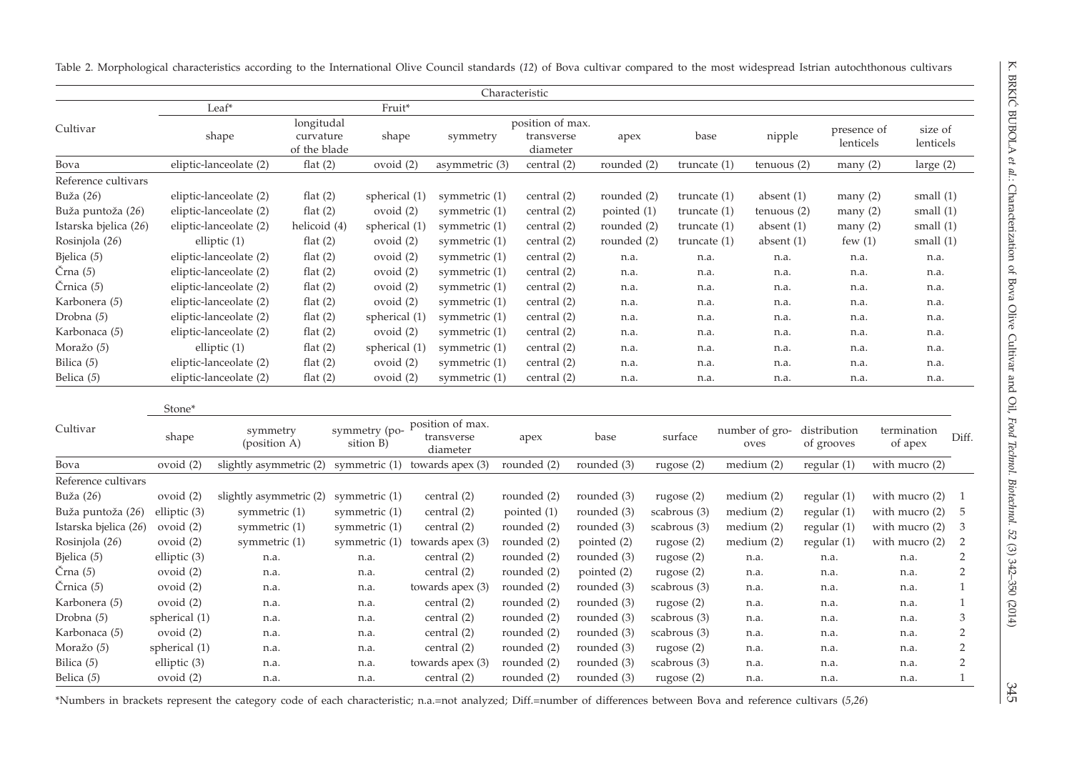Table 2. Morphological characteristics according to the International Olive Council standards (*12*) of Bova cultivar compared to the most widespread Istrian autochthonous cultivars

| Cultivar | Leaf* shape | Leaf* longitudal curvature of the blade | Fruit* shape | Fruit* symmetry | Fruit* position of max. transverse diameter | Fruit* apex | Fruit* base | Fruit* nipple | Fruit* presence of lenticels | Fruit* size of lenticels |
|---|---|---|---|---|---|---|---|---|---|---|
| Bova | eliptic-lanceolate (2) | flat (2) | ovoid (2) | asymmetric (3) | central (2) | rounded (2) | truncate (1) | tenuous (2) | many (2) | large (2) |
| Reference cultivars | | | | | | | | | | |
| Buža (*26*) | eliptic-lanceolate (2) | flat (2) | spherical (1) | symmetric (1) | central (2) | rounded (2) | truncate (1) | absent (1) | many (2) | small (1) |
| Buža puntoža (*26*) | eliptic-lanceolate (2) | flat (2) | ovoid (2) | symmetric (1) | central (2) | pointed (1) | truncate (1) | tenuous (2) | many (2) | small (1) |
| Istarska bjelica (*26*) | eliptic-lanceolate (2) | helicoid (4) | spherical (1) | symmetric (1) | central (2) | rounded (2) | truncate (1) | absent (1) | many (2) | small (1) |
| Rosinjola (*26*) | elliptic (1) | flat (2) | ovoid (2) | symmetric (1) | central (2) | rounded (2) | truncate (1) | absent (1) | few (1) | small (1) |
| Bjelica (*5*) | eliptic-lanceolate (2) | flat (2) | ovoid (2) | symmetric (1) | central (2) | n.a. | n.a. | n.a. | n.a. | n.a. |
| Črna (*5*) | eliptic-lanceolate (2) | flat (2) | ovoid (2) | symmetric (1) | central (2) | n.a. | n.a. | n.a. | n.a. | n.a. |
| Črnica (*5*) | eliptic-lanceolate (2) | flat (2) | ovoid (2) | symmetric (1) | central (2) | n.a. | n.a. | n.a. | n.a. | n.a. |
| Karbonera (*5*) | eliptic-lanceolate (2) | flat (2) | ovoid (2) | symmetric (1) | central (2) | n.a. | n.a. | n.a. | n.a. | n.a. |
| Drobna (*5*) | eliptic-lanceolate (2) | flat (2) | spherical (1) | symmetric (1) | central (2) | n.a. | n.a. | n.a. | n.a. | n.a. |
| Karbonaca (*5*) | eliptic-lanceolate (2) | flat (2) | ovoid (2) | symmetric (1) | central (2) | n.a. | n.a. | n.a. | n.a. | n.a. |
| Moražo (*5*) | elliptic (1) | flat (2) | spherical (1) | symmetric (1) | central (2) | n.a. | n.a. | n.a. | n.a. | n.a. |
| Bilica (*5*) | eliptic-lanceolate (2) | flat (2) | ovoid (2) | symmetric (1) | central (2) | n.a. | n.a. | n.a. | n.a. | n.a. |
| Belica (*5*) | eliptic-lanceolate (2) | flat (2) | ovoid (2) | symmetric (1) | central (2) | n.a. | n.a. | n.a. | n.a. | n.a. |

| Cultivar | Stone* shape | Stone* symmetry (position A) | Stone* symmetry (position B) | Stone* position of max. transverse diameter | Stone* apex | Stone* base | Stone* surface | Stone* number of grooves | Stone* distribution of grooves | Stone* termination of apex | Diff. |
|---|---|---|---|---|---|---|---|---|---|---|---|
| Bova | ovoid (2) | slightly asymmetric (2) | symmetric (1) | towards apex (3) | rounded (2) | rounded (3) | rugose (2) | medium (2) | regular (1) | with mucro (2) | |
| Reference cultivars | | | | | | | | | | | |
| Buža (*26*) | ovoid (2) | slightly asymmetric (2) | symmetric (1) | central (2) | rounded (2) | rounded (3) | rugose (2) | medium (2) | regular (1) | with mucro (2) | 1 |
| Buža puntoža (*26*) | elliptic (3) | symmetric (1) | symmetric (1) | central (2) | pointed (1) | rounded (3) | scabrous (3) | medium (2) | regular (1) | with mucro (2) | 5 |
| Istarska bjelica (*26*) | ovoid (2) | symmetric (1) | symmetric (1) | central (2) | rounded (2) | rounded (3) | scabrous (3) | medium (2) | regular (1) | with mucro (2) | 3 |
| Rosinjola (*26*) | ovoid (2) | symmetric (1) | symmetric (1) | towards apex (3) | rounded (2) | pointed (2) | rugose (2) | medium (2) | regular (1) | with mucro (2) | 2 |
| Bjelica (*5*) | elliptic (3) | n.a. | n.a. | central (2) | rounded (2) | rounded (3) | rugose (2) | n.a. | n.a. | n.a. | 2 |
| Črna (*5*) | ovoid (2) | n.a. | n.a. | central (2) | rounded (2) | pointed (2) | rugose (2) | n.a. | n.a. | n.a. | 2 |
| Črnica (*5*) | ovoid (2) | n.a. | n.a. | towards apex (3) | rounded (2) | rounded (3) | scabrous (3) | n.a. | n.a. | n.a. | 1 |
| Karbonera (*5*) | ovoid (2) | n.a. | n.a. | central (2) | rounded (2) | rounded (3) | rugose (2) | n.a. | n.a. | n.a. | 1 |
| Drobna (*5*) | spherical (1) | n.a. | n.a. | central (2) | rounded (2) | rounded (3) | scabrous (3) | n.a. | n.a. | n.a. | 3 |
| Karbonaca (*5*) | ovoid (2) | n.a. | n.a. | central (2) | rounded (2) | rounded (3) | scabrous (3) | n.a. | n.a. | n.a. | 2 |
| Moražo (*5*) | spherical (1) | n.a. | n.a. | central (2) | rounded (2) | rounded (3) | rugose (2) | n.a. | n.a. | n.a. | 2 |
| Bilica (*5*) | elliptic (3) | n.a. | n.a. | towards apex (3) | rounded (2) | rounded (3) | scabrous (3) | n.a. | n.a. | n.a. | 2 |
| Belica (*5*) | ovoid (2) | n.a. | n.a. | central (2) | rounded (2) | rounded (3) | rugose (2) | n.a. | n.a. | n.a. | 1 |

*Numbers in brackets represent the category code of each characteristic; n.a.=not analyzed; Diff.=number of differences between Bova and reference cultivars (*5,26*)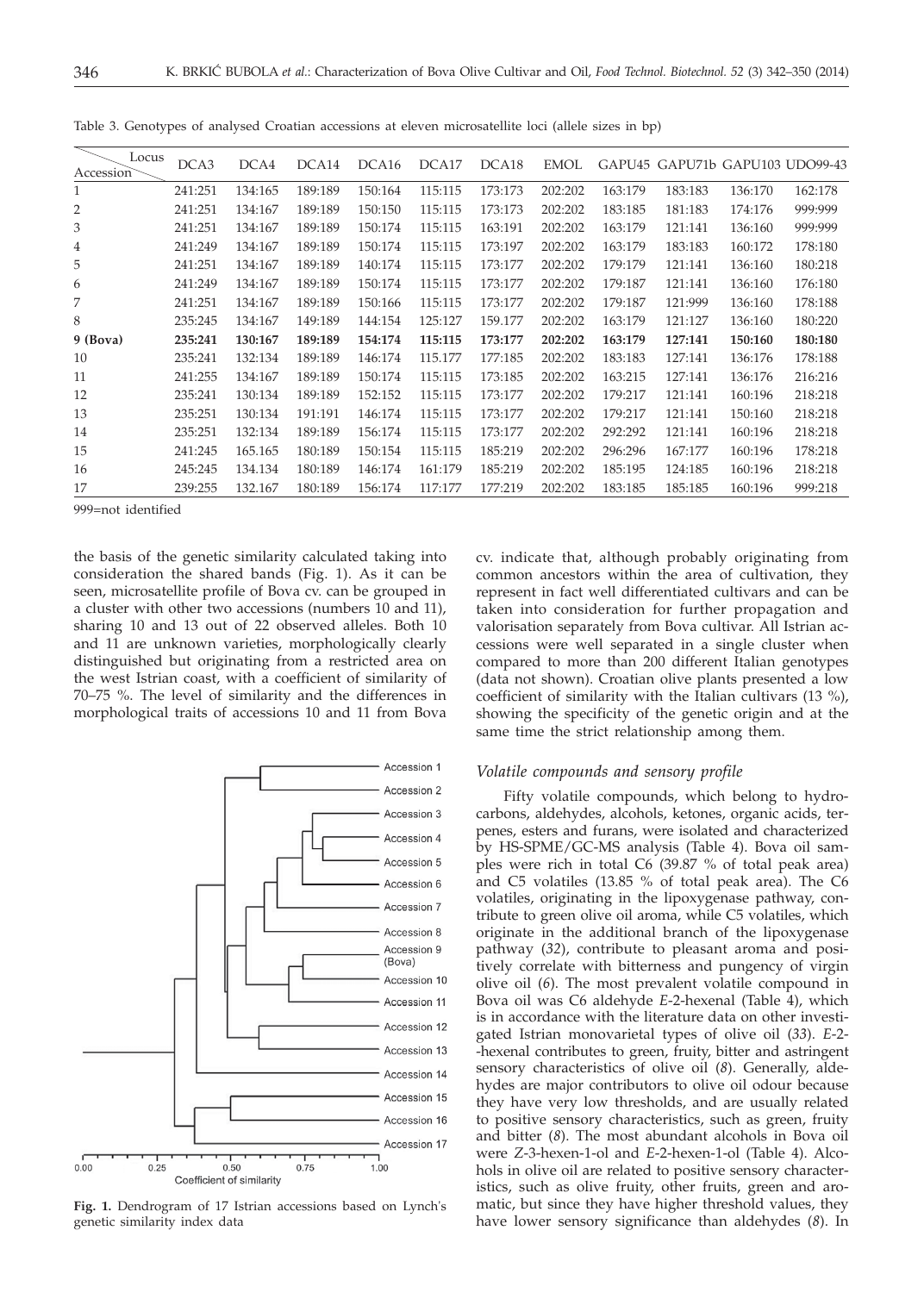Table 3. Genotypes of analysed Croatian accessions at eleven microsatellite loci (allele sizes in bp)

| Accession \ Locus | DCA3 | DCA4 | DCA14 | DCA16 | DCA17 | DCA18 | EMOL | GAPU45 | GAPU71b | GAPU103 | UDO99-43 |
|---|---|---|---|---|---|---|---|---|---|---|---|
| 1 | 241:251 | 134:165 | 189:189 | 150:164 | 115:115 | 173:173 | 202:202 | 163:179 | 183:183 | 136:170 | 162:178 |
| 2 | 241:251 | 134:167 | 189:189 | 150:150 | 115:115 | 173:173 | 202:202 | 183:185 | 181:183 | 174:176 | 999:999 |
| 3 | 241:251 | 134:167 | 189:189 | 150:174 | 115:115 | 163:191 | 202:202 | 163:179 | 121:141 | 136:160 | 999:999 |
| 4 | 241:249 | 134:167 | 189:189 | 150:174 | 115:115 | 173:197 | 202:202 | 163:179 | 183:183 | 160:172 | 178:180 |
| 5 | 241:251 | 134:167 | 189:189 | 140:174 | 115:115 | 173:177 | 202:202 | 179:179 | 121:141 | 136:160 | 180:218 |
| 6 | 241:249 | 134:167 | 189:189 | 150:174 | 115:115 | 173:177 | 202:202 | 179:187 | 121:141 | 136:160 | 176:180 |
| 7 | 241:251 | 134:167 | 189:189 | 150:166 | 115:115 | 173:177 | 202:202 | 179:187 | 121:999 | 136:160 | 178:188 |
| 8 | 235:245 | 134:167 | 149:189 | 144:154 | 125:127 | 159.177 | 202:202 | 163:179 | 121:127 | 136:160 | 180:220 |
| **9 (Bova)** | **235:241** | **130:167** | **189:189** | **154:174** | **115:115** | **173:177** | **202:202** | **163:179** | **127:141** | **150:160** | **180:180** |
| 10 | 235:241 | 132:134 | 189:189 | 146:174 | 115.177 | 177:185 | 202:202 | 183:183 | 127:141 | 136:176 | 178:188 |
| 11 | 241:255 | 134:167 | 189:189 | 150:174 | 115:115 | 173:185 | 202:202 | 163:215 | 127:141 | 136:176 | 216:216 |
| 12 | 235:241 | 130:134 | 189:189 | 152:152 | 115:115 | 173:177 | 202:202 | 179:217 | 121:141 | 160:196 | 218:218 |
| 13 | 235:251 | 130:134 | 191:191 | 146:174 | 115:115 | 173:177 | 202:202 | 179:217 | 121:141 | 150:160 | 218:218 |
| 14 | 235:251 | 132:134 | 189:189 | 156:174 | 115:115 | 173:177 | 202:202 | 292:292 | 121:141 | 160:196 | 218:218 |
| 15 | 241:245 | 165.165 | 180:189 | 150:154 | 115:115 | 185:219 | 202:202 | 296:296 | 167:177 | 160:196 | 178:218 |
| 16 | 245:245 | 134.134 | 180:189 | 146:174 | 161:179 | 185:219 | 202:202 | 185:195 | 124:185 | 160:196 | 218:218 |
| 17 | 239:255 | 132.167 | 180:189 | 156:174 | 117:177 | 177:219 | 202:202 | 183:185 | 185:185 | 160:196 | 999:218 |

999=not identified

the basis of the genetic similarity calculated taking into consideration the shared bands (Fig. 1). As it can be seen, microsatellite profile of Bova cv. can be grouped in a cluster with other two accessions (numbers 10 and 11), sharing 10 and 13 out of 22 observed alleles. Both 10 and 11 are unknown varieties, morphologically clearly distinguished but originating from a restricted area on the west Istrian coast, with a coefficient of similarity of 70–75 %. The level of similarity and the differences in morphological traits of accessions 10 and 11 from Bova cv. indicate that, although probably originating from common ancestors within the area of cultivation, they represent in fact well differentiated cultivars and can be taken into consideration for further propagation and valorisation separately from Bova cultivar. All Istrian accessions were well separated in a single cluster when compared to more than 200 different Italian genotypes (data not shown). Croatian olive plants presented a low coefficient of similarity with the Italian cultivars (13 %), showing the specificity of the genetic origin and at the same time the strict relationship among them.

**Fig. 1.** Dendrogram of 17 Istrian accessions based on Lynch's genetic similarity index data

### *Volatile compounds and sensory profile*

Fifty volatile compounds, which belong to hydrocarbons, aldehydes, alcohols, ketones, organic acids, terpenes, esters and furans, were isolated and characterized by HS-SPME/GC-MS analysis (Table 4). Bova oil samples were rich in total C6 (39.87 % of total peak area) and C5 volatiles (13.85 % of total peak area). The C6 volatiles, originating in the lipoxygenase pathway, contribute to green olive oil aroma, while C5 volatiles, which originate in the additional branch of the lipoxygenase pathway (*32*), contribute to pleasant aroma and positively correlate with bitterness and pungency of virgin olive oil (*6*). The most prevalent volatile compound in Bova oil was C6 aldehyde *E*-2-hexenal (Table 4), which is in accordance with the literature data on other investigated Istrian monovarietal types of olive oil (*33*). *E*-2-hexenal contributes to green, fruity, bitter and astringent sensory characteristics of olive oil (*8*). Generally, aldehydes are major contributors to olive oil odour because they have very low thresholds, and are usually related to positive sensory characteristics, such as green, fruity and bitter (*8*). The most abundant alcohols in Bova oil were *Z*-3-hexen-1-ol and *E*-2-hexen-1-ol (Table 4). Alcohols in olive oil are related to positive sensory characteristics, such as olive fruity, other fruits, green and aromatic, but since they have higher threshold values, they have lower sensory significance than aldehydes (*8*). In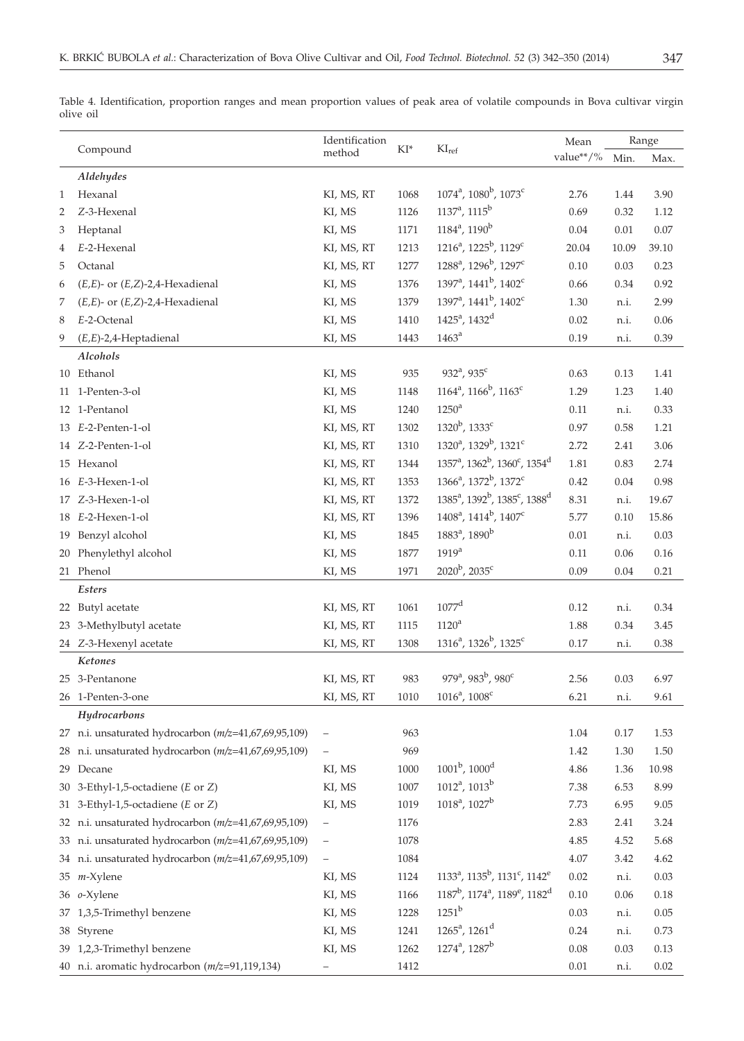Table 4. Identification, proportion ranges and mean proportion values of peak area of volatile compounds in Bova cultivar virgin olive oil

| | Compound | Identification method | KI* | $KI_{ref}$ | Mean value**/% | Range | |
|---|---|---|---|---|---|---|---|
| | | | | | | Min. | Max. |
| | *Aldehydes* | | | | | | |
| 1 | Hexanal | KI, MS, RT | 1068 | 1074[a], 1080[b], 1073[c] | 2.76 | 1.44 | 3.90 |
| 2 | *Z*-3-Hexenal | KI, MS | 1126 | 1137[a], 1115[b] | 0.69 | 0.32 | 1.12 |
| 3 | Heptanal | KI, MS | 1171 | 1184[a], 1190[b] | 0.04 | 0.01 | 0.07 |
| 4 | *E*-2-Hexenal | KI, MS, RT | 1213 | 1216[a], 1225[b], 1129[c] | 20.04 | 10.09 | 39.10 |
| 5 | Octanal | KI, MS, RT | 1277 | 1288[a], 1296[b], 1297[c] | 0.10 | 0.03 | 0.23 |
| 6 | (*E,E*)- or (*E,Z*)-2,4-Hexadienal | KI, MS | 1376 | 1397[a], 1441[b], 1402[c] | 0.66 | 0.34 | 0.92 |
| 7 | (*E,E*)- or (*E,Z*)-2,4-Hexadienal | KI, MS | 1379 | 1397[a], 1441[b], 1402[c] | 1.30 | n.i. | 2.99 |
| 8 | *E*-2-Octenal | KI, MS | 1410 | 1425[a], 1432[d] | 0.02 | n.i. | 0.06 |
| 9 | (*E,E*)-2,4-Heptadienal | KI, MS | 1443 | 1463[a] | 0.19 | n.i. | 0.39 |
| | *Alcohols* | | | | | | |
| 10 | Ethanol | KI, MS | 935 | 932[a], 935[c] | 0.63 | 0.13 | 1.41 |
| 11 | 1-Penten-3-ol | KI, MS | 1148 | 1164[a], 1166[b], 1163[c] | 1.29 | 1.23 | 1.40 |
| 12 | 1-Pentanol | KI, MS | 1240 | 1250[a] | 0.11 | n.i. | 0.33 |
| 13 | *E*-2-Penten-1-ol | KI, MS, RT | 1302 | 1320[b], 1333[c] | 0.97 | 0.58 | 1.21 |
| 14 | *Z*-2-Penten-1-ol | KI, MS, RT | 1310 | 1320[a], 1329[b], 1321[c] | 2.72 | 2.41 | 3.06 |
| 15 | Hexanol | KI, MS, RT | 1344 | 1357[a], 1362[b], 1360[c], 1354[d] | 1.81 | 0.83 | 2.74 |
| 16 | *E*-3-Hexen-1-ol | KI, MS, RT | 1353 | 1366[a], 1372[b], 1372[c] | 0.42 | 0.04 | 0.98 |
| 17 | *Z*-3-Hexen-1-ol | KI, MS, RT | 1372 | 1385[a], 1392[b], 1385[c], 1388[d] | 8.31 | n.i. | 19.67 |
| 18 | *E*-2-Hexen-1-ol | KI, MS, RT | 1396 | 1408[a], 1414[b], 1407[c] | 5.77 | 0.10 | 15.86 |
| 19 | Benzyl alcohol | KI, MS | 1845 | 1883[a], 1890[b] | 0.01 | n.i. | 0.03 |
| 20 | Phenylethyl alcohol | KI, MS | 1877 | 1919[a] | 0.11 | 0.06 | 0.16 |
| 21 | Phenol | KI, MS | 1971 | 2020[b], 2035[c] | 0.09 | 0.04 | 0.21 |
| | *Esters* | | | | | | |
| 22 | Butyl acetate | KI, MS, RT | 1061 | 1077[d] | 0.12 | n.i. | 0.34 |
| 23 | 3-Methylbutyl acetate | KI, MS, RT | 1115 | 1120[a] | 1.88 | 0.34 | 3.45 |
| 24 | *Z*-3-Hexenyl acetate | KI, MS, RT | 1308 | 1316[a], 1326[b], 1325[c] | 0.17 | n.i. | 0.38 |
| | *Ketones* | | | | | | |
| 25 | 3-Pentanone | KI, MS, RT | 983 | 979[a], 983[b], 980[c] | 2.56 | 0.03 | 6.97 |
| 26 | 1-Penten-3-one | KI, MS, RT | 1010 | 1016[a], 1008[c] | 6.21 | n.i. | 9.61 |
| | *Hydrocarbons* | | | | | | |
| 27 | n.i. unsaturated hydrocarbon (*m/z*=41,67,69,95,109) | – | 963 | | 1.04 | 0.17 | 1.53 |
| 28 | n.i. unsaturated hydrocarbon (*m/z*=41,67,69,95,109) | – | 969 | | 1.42 | 1.30 | 1.50 |
| 29 | Decane | KI, MS | 1000 | 1001[b], 1000[d] | 4.86 | 1.36 | 10.98 |
| 30 | 3-Ethyl-1,5-octadiene (*E* or *Z*) | KI, MS | 1007 | 1012[a], 1013[b] | 7.38 | 6.53 | 8.99 |
| 31 | 3-Ethyl-1,5-octadiene (*E* or *Z*) | KI, MS | 1019 | 1018[a], 1027[b] | 7.73 | 6.95 | 9.05 |
| 32 | n.i. unsaturated hydrocarbon (*m/z*=41,67,69,95,109) | – | 1176 | | 2.83 | 2.41 | 3.24 |
| 33 | n.i. unsaturated hydrocarbon (*m/z*=41,67,69,95,109) | – | 1078 | | 4.85 | 4.52 | 5.68 |
| 34 | n.i. unsaturated hydrocarbon (*m/z*=41,67,69,95,109) | – | 1084 | | 4.07 | 3.42 | 4.62 |
| 35 | *m*-Xylene | KI, MS | 1124 | 1133[a], 1135[b], 1131[c], 1142[e] | 0.02 | n.i. | 0.03 |
| 36 | *o*-Xylene | KI, MS | 1166 | 1187[b], 1174[a], 1189[e], 1182[d] | 0.10 | 0.06 | 0.18 |
| 37 | 1,3,5-Trimethyl benzene | KI, MS | 1228 | 1251[b] | 0.03 | n.i. | 0.05 |
| 38 | Styrene | KI, MS | 1241 | 1265[a], 1261[d] | 0.24 | n.i. | 0.73 |
| 39 | 1,2,3-Trimethyl benzene | KI, MS | 1262 | 1274[a], 1287[b] | 0.08 | 0.03 | 0.13 |
| 40 | n.i. aromatic hydrocarbon (*m/z*=91,119,134) | – | 1412 | | 0.01 | n.i. | 0.02 |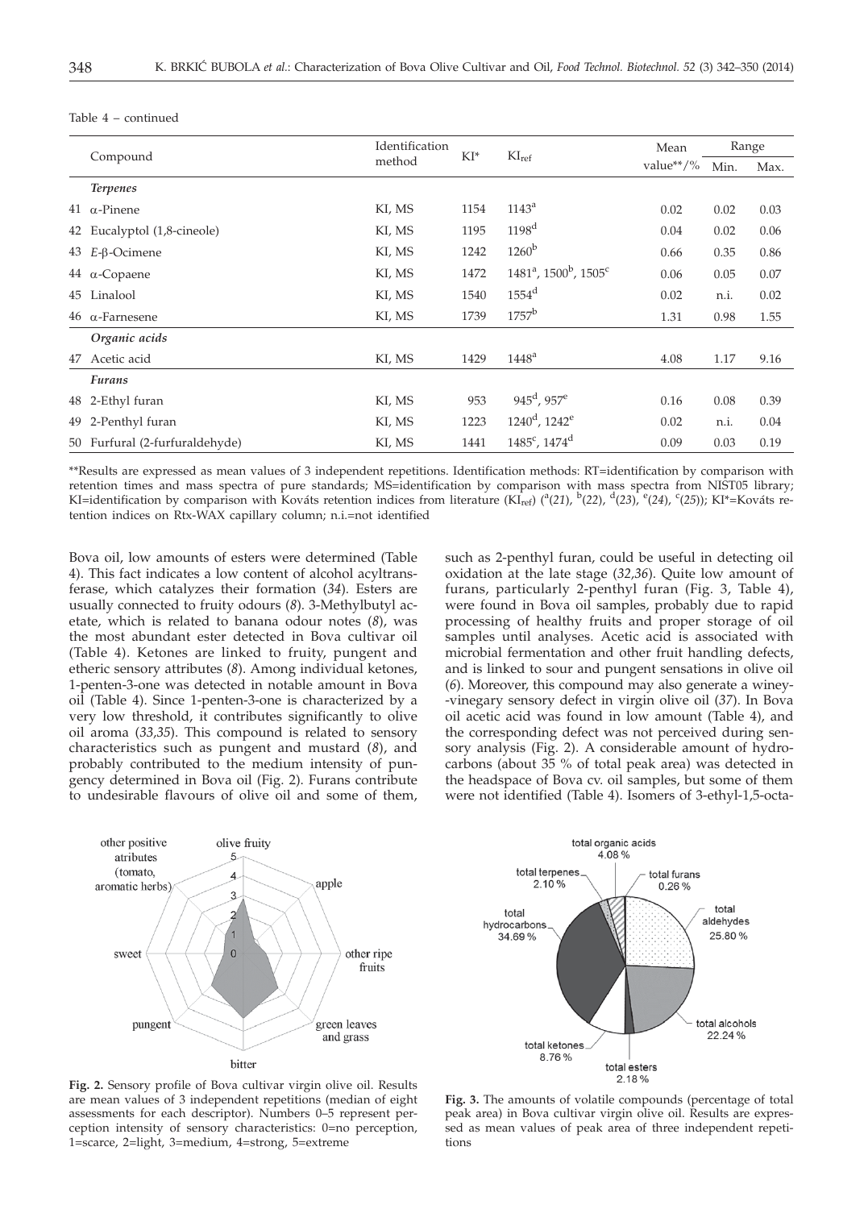Table 4 – continued

| Compound | Identification method | KI* | $KI_{ref}$ | Mean value**/% | Range | |
|---|---|---|---|---|---|---|
| | | | | | Min. | Max. |
| ***Terpenes*** | | | | | | |
| 41 α-Pinene | KI, MS | 1154 | 1143[a] | 0.02 | 0.02 | 0.03 |
| 42 Eucalyptol (1,8-cineole) | KI, MS | 1195 | 1198[d] | 0.04 | 0.02 | 0.06 |
| 43 *E*-β-Ocimene | KI, MS | 1242 | 1260[b] | 0.66 | 0.35 | 0.86 |
| 44 α-Copaene | KI, MS | 1472 | 1481[a], 1500[b], 1505[c] | 0.06 | 0.05 | 0.07 |
| 45 Linalool | KI, MS | 1540 | 1554[d] | 0.02 | n.i. | 0.02 |
| 46 α-Farnesene | KI, MS | 1739 | 1757[b] | 1.31 | 0.98 | 1.55 |
| ***Organic acids*** | | | | | | |
| 47 Acetic acid | KI, MS | 1429 | 1448[a] | 4.08 | 1.17 | 9.16 |
| ***Furans*** | | | | | | |
| 48 2-Ethyl furan | KI, MS | 953 | 945[d], 957[e] | 0.16 | 0.08 | 0.39 |
| 49 2-Penthyl furan | KI, MS | 1223 | 1240[d], 1242[e] | 0.02 | n.i. | 0.04 |
| 50 Furfural (2-furfuraldehyde) | KI, MS | 1441 | 1485[c], 1474[d] | 0.09 | 0.03 | 0.19 |

**Results are expressed as mean values of 3 independent repetitions. Identification methods: RT=identification by comparison with retention times and mass spectra of pure standards; MS=identification by comparison with mass spectra from NIST05 library; KI=identification by comparison with Kováts retention indices from literature ($KI_{ref}$) ([a](*21*), [b](*22*), [d](*23*), [e](*24*), [c](*25*)); KI*=Kováts retention indices on Rtx-WAX capillary column; n.i.=not identified

Bova oil, low amounts of esters were determined (Table 4). This fact indicates a low content of alcohol acyltransferase, which catalyzes their formation (*34*). Esters are usually connected to fruity odours (*8*). 3-Methylbutyl acetate, which is related to banana odour notes (*8*), was the most abundant ester detected in Bova cultivar oil (Table 4). Ketones are linked to fruity, pungent and etheric sensory attributes (*8*). Among individual ketones, 1-penten-3-one was detected in notable amount in Bova oil (Table 4). Since 1-penten-3-one is characterized by a very low threshold, it contributes significantly to olive oil aroma (*33,35*). This compound is related to sensory characteristics such as pungent and mustard (*8*), and probably contributed to the medium intensity of pungency determined in Bova oil (Fig. 2). Furans contribute to undesirable flavours of olive oil and some of them, such as 2-penthyl furan, could be useful in detecting oil oxidation at the late stage (*32,36*). Quite low amount of furans, particularly 2-penthyl furan (Fig. 3, Table 4), were found in Bova oil samples, probably due to rapid processing of healthy fruits and proper storage of oil samples until analyses. Acetic acid is associated with microbial fermentation and other fruit handling defects, and is linked to sour and pungent sensations in olive oil (*6*). Moreover, this compound may also generate a winey-vinegary sensory defect in virgin olive oil (*37*). In Bova oil acetic acid was found in low amount (Table 4), and the corresponding defect was not perceived during sensory analysis (Fig. 2). A considerable amount of hydrocarbons (about 35 % of total peak area) was detected in the headspace of Bova cv. oil samples, but some of them were not identified (Table 4). Isomers of 3-ethyl-1,5-octa-

**Fig. 2.** Sensory profile of Bova cultivar virgin olive oil. Results are mean values of 3 independent repetitions (median of eight assessments for each descriptor). Numbers 0–5 represent perception intensity of sensory characteristics: 0=no perception, 1=scarce, 2=light, 3=medium, 4=strong, 5=extreme

**Fig. 3.** The amounts of volatile compounds (percentage of total peak area) in Bova cultivar virgin olive oil. Results are expressed as mean values of peak area of three independent repetitions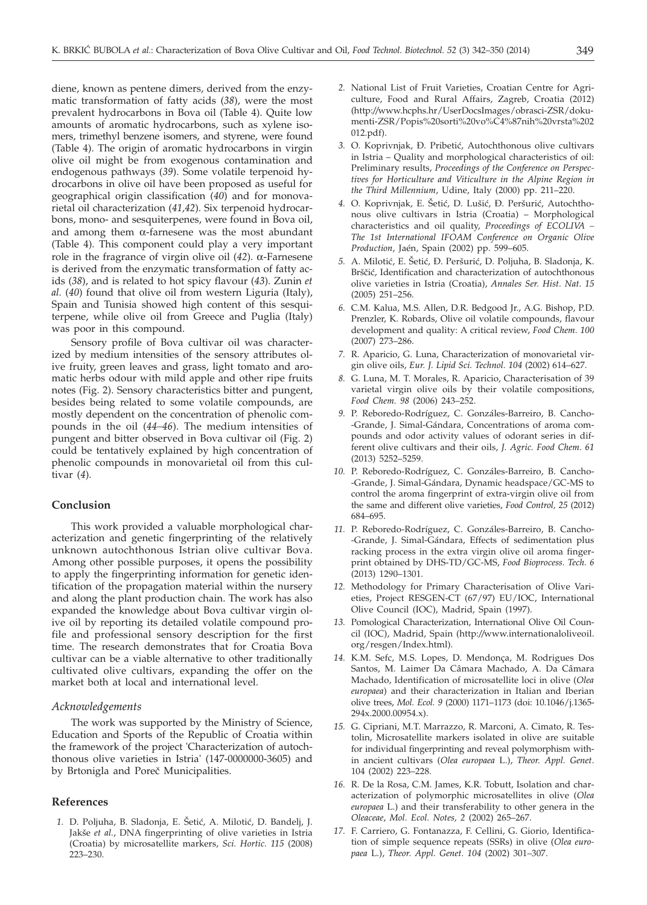diene, known as pentene dimers, derived from the enzymatic transformation of fatty acids (*38*), were the most prevalent hydrocarbons in Bova oil (Table 4). Quite low amounts of aromatic hydrocarbons, such as xylene isomers, trimethyl benzene isomers, and styrene, were found (Table 4). The origin of aromatic hydrocarbons in virgin olive oil might be from exogenous contamination and endogenous pathways (*39*). Some volatile terpenoid hydrocarbons in olive oil have been proposed as useful for geographical origin classification (*40*) and for monovarietal oil characterization (*41,42*). Six terpenoid hydrocarbons, mono- and sesquiterpenes, were found in Bova oil, and among them α-farnesene was the most abundant (Table 4). This component could play a very important role in the fragrance of virgin olive oil (*42*). α-Farnesene is derived from the enzymatic transformation of fatty acids (*38*), and is related to hot spicy flavour (*43*). Zunin *et al.* (*40*) found that olive oil from western Liguria (Italy), Spain and Tunisia showed high content of this sesquiterpene, while olive oil from Greece and Puglia (Italy) was poor in this compound.

Sensory profile of Bova cultivar oil was characterized by medium intensities of the sensory attributes olive fruity, green leaves and grass, light tomato and aromatic herbs odour with mild apple and other ripe fruits notes (Fig. 2). Sensory characteristics bitter and pungent, besides being related to some volatile compounds, are mostly dependent on the concentration of phenolic compounds in the oil (*44–46*). The medium intensities of pungent and bitter observed in Bova cultivar oil (Fig. 2) could be tentatively explained by high concentration of phenolic compounds in monovarietal oil from this cultivar (*4*).

## Conclusion

This work provided a valuable morphological characterization and genetic fingerprinting of the relatively unknown autochthonous Istrian olive cultivar Bova. Among other possible purposes, it opens the possibility to apply the fingerprinting information for genetic identification of the propagation material within the nursery and along the plant production chain. The work has also expanded the knowledge about Bova cultivar virgin olive oil by reporting its detailed volatile compound profile and professional sensory description for the first time. The research demonstrates that for Croatia Bova cultivar can be a viable alternative to other traditionally cultivated olive cultivars, expanding the offer on the market both at local and international level.

### *Acknowledgements*

The work was supported by the Ministry of Science, Education and Sports of the Republic of Croatia within the framework of the project 'Characterization of autochthonous olive varieties in Istria' (147-0000000-3605) and by Brtonigla and Poreč Municipalities.

## References

1. D. Poljuha, B. Sladonja, E. Šetić, A. Milotić, D. Bandelj, J. Jakše *et al.*, DNA fingerprinting of olive varieties in Istria (Croatia) by microsatellite markers, *Sci. Hortic. 115* (2008) 223–230.
2. National List of Fruit Varieties, Croatian Centre for Agriculture, Food and Rural Affairs, Zagreb, Croatia (2012) (http://www.hcphs.hr/UserDocsImages/obrasci-ZSR/dokumenti-ZSR/Popis%20sorti%20vo%C4%87nih%20vrsta%2020012.pdf).
3. O. Koprivnjak, Đ. Pribetić, Autochthonous olive cultivars in Istria – Quality and morphological characteristics of oil: Preliminary results, *Proceedings of the Conference on Perspectives for Horticulture and Viticulture in the Alpine Region in the Third Millennium*, Udine, Italy (2000) pp. 211–220.
4. O. Koprivnjak, E. Šetić, D. Lušić, Đ. Peršurić, Autochthonous olive cultivars in Istria (Croatia) – Morphological characteristics and oil quality, *Proceedings of ECOLIVA – The 1st International IFOAM Conference on Organic Olive Production*, Jaén, Spain (2002) pp. 599–605.
5. A. Milotić, E. Šetić, Đ. Peršurić, D. Poljuha, B. Sladonja, K. Brščić, Identification and characterization of autochthonous olive varieties in Istria (Croatia), *Annales Ser. Hist. Nat. 15* (2005) 251–256.
6. C.M. Kalua, M.S. Allen, D.R. Bedgood Jr., A.G. Bishop, P.D. Prenzler, K. Robards, Olive oil volatile compounds, flavour development and quality: A critical review, *Food Chem. 100* (2007) 273–286.
7. R. Aparicio, G. Luna, Characterization of monovarietal virgin olive oils, *Eur. J. Lipid Sci. Technol. 104* (2002) 614–627.
8. G. Luna, M. T. Morales, R. Aparicio, Characterisation of 39 varietal virgin olive oils by their volatile compositions, *Food Chem. 98* (2006) 243–252.
9. P. Reboredo-Rodríguez, C. Gonzáles-Barreiro, B. Cancho-Grande, J. Simal-Gándara, Concentrations of aroma compounds and odor activity values of odorant series in different olive cultivars and their oils, *J. Agric. Food Chem. 61* (2013) 5252–5259.
10. P. Reboredo-Rodríguez, C. Gonzáles-Barreiro, B. Cancho-Grande, J. Simal-Gándara, Dynamic headspace/GC-MS to control the aroma fingerprint of extra-virgin olive oil from the same and different olive varieties, *Food Control, 25* (2012) 684–695.
11. P. Reboredo-Rodríguez, C. Gonzáles-Barreiro, B. Cancho-Grande, J. Simal-Gándara, Effects of sedimentation plus racking process in the extra virgin olive oil aroma fingerprint obtained by DHS-TD/GC-MS, *Food Bioprocess. Tech. 6* (2013) 1290–1301.
12. Methodology for Primary Characterisation of Olive Varieties, Project RESGEN-CT (67/97) EU/IOC, International Olive Council (IOC), Madrid, Spain (1997).
13. Pomological Characterization, International Olive Oil Council (IOC), Madrid, Spain (http://www.internationaloliveoil.org/resgen/Index.html).
14. K.M. Sefc, M.S. Lopes, D. Mendonça, M. Rodrigues Dos Santos, M. Laimer Da Câmara Machado, A. Da Câmara Machado, Identification of microsatellite loci in olive (*Olea europaea*) and their characterization in Italian and Iberian olive trees, *Mol. Ecol. 9* (2000) 1171–1173 (doi: 10.1046/j.1365-294x.2000.00954.x).
15. G. Cipriani, M.T. Marrazzo, R. Marconi, A. Cimato, R. Testolin, Microsatellite markers isolated in olive are suitable for individual fingerprinting and reveal polymorphism within ancient cultivars (*Olea europaea* L.), *Theor. Appl. Genet*. 104 (2002) 223–228.
16. R. De la Rosa, C.M. James, K.R. Tobutt, Isolation and characterization of polymorphic microsatellites in olive (*Olea europaea* L.) and their transferability to other genera in the *Oleaceae*, *Mol. Ecol. Notes, 2* (2002) 265–267.
17. F. Carriero, G. Fontanazza, F. Cellini, G. Giorio, Identification of simple sequence repeats (SSRs) in olive (*Olea europaea* L.), *Theor. Appl. Genet. 104* (2002) 301–307.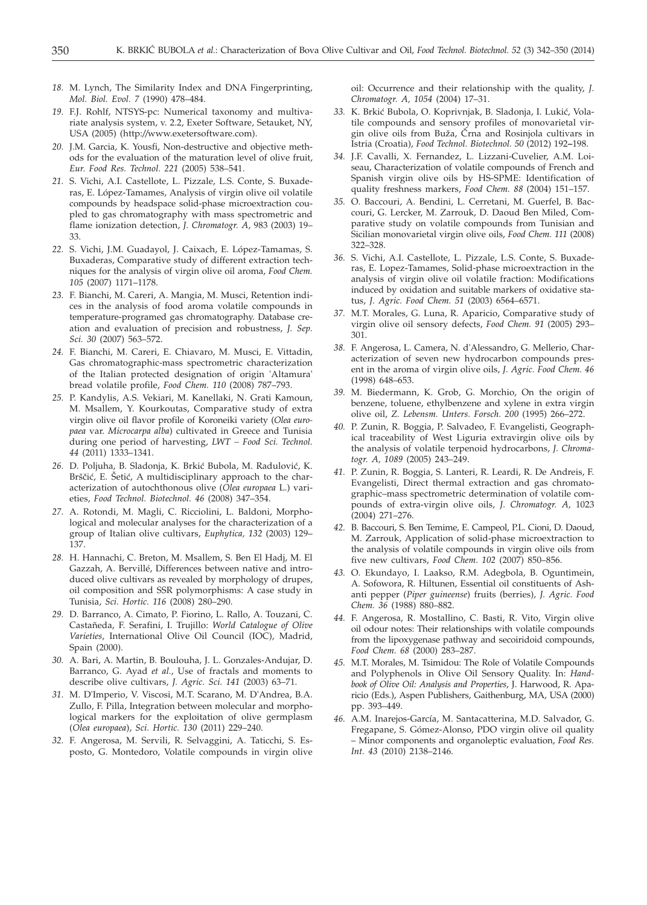*18.* M. Lynch, The Similarity Index and DNA Fingerprinting, *Mol. Biol. Evol. 7* (1990) 478–484.

*19.* F.J. Rohlf, NTSYS-pc: Numerical taxonomy and multivariate analysis system, v. 2.2, Exeter Software, Setauket, NY, USA (2005) (http://www.exetersoftware.com).

*20.* J.M. Garcia, K. Yousfi, Non-destructive and objective methods for the evaluation of the maturation level of olive fruit, *Eur. Food Res. Technol. 221* (2005) 538–541.

*21.* S. Vichi, A.I. Castellote, L. Pizzale, L.S. Conte, S. Buxaderas, E. López-Tamames, Analysis of virgin olive oil volatile compounds by headspace solid-phase microextraction coupled to gas chromatography with mass spectrometric and flame ionization detection, *J. Chromatogr. A*, 983 (2003) 19–33.

*22.* S. Vichi, J.M. Guadayol, J. Caixach, E. López-Tamamas, S. Buxaderas, Comparative study of different extraction techniques for the analysis of virgin olive oil aroma, *Food Chem. 105* (2007) 1171–1178.

*23.* F. Bianchi, M. Careri, A. Mangia, M. Musci, Retention indices in the analysis of food aroma volatile compounds in temperature-programed gas chromatography. Database creation and evaluation of precision and robustness, *J. Sep. Sci. 30* (2007) 563–572.

*24.* F. Bianchi, M. Careri, E. Chiavaro, M. Musci, E. Vittadin, Gas chromatographic-mass spectrometric characterization of the Italian protected designation of origin 'Altamura' bread volatile profile, *Food Chem. 110* (2008) 787–793.

*25.* P. Kandylis, A.S. Vekiari, M. Kanellaki, N. Grati Kamoun, M. Msallem, Y. Kourkoutas, Comparative study of extra virgin olive oil flavor profile of Koroneiki variety (*Olea europaea* var. *Microcarpa alba*) cultivated in Greece and Tunisia during one period of harvesting, *LWT – Food Sci. Technol. 44* (2011) 1333–1341.

*26.* D. Poljuha, B. Sladonja, K. Brkić Bubola, M. Radulović, K. Brščić, E. Šetić, A multidisciplinary approach to the characterization of autochthonous olive (*Olea europaea* L.) varieties, *Food Technol. Biotechnol. 46* (2008) 347–354.

*27.* A. Rotondi, M. Magli, C. Ricciolini, L. Baldoni, Morphological and molecular analyses for the characterization of a group of Italian olive cultivars, *Euphytica*, *132* (2003) 129–137.

*28.* H. Hannachi, C. Breton, M. Msallem, S. Ben El Hadj, M. El Gazzah, A. Bervillé, Differences between native and introduced olive cultivars as revealed by morphology of drupes, oil composition and SSR polymorphisms: A case study in Tunisia, *Sci. Hortic. 116* (2008) 280–290.

*29.* D. Barranco, A. Cimato, P. Fiorino, L. Rallo, A. Touzani, C. Castañeda, F. Serafini, I. Trujillo: *World Catalogue of Olive Varieties*, International Olive Oil Council (IOC), Madrid, Spain (2000).

*30.* A. Bari, A. Martin, B. Boulouha, J. L. Gonzales-Andujar, D. Barranco, G. Ayad *et al.*, Use of fractals and moments to describe olive cultivars, *J. Agric. Sci. 141* (2003) 63–71.

*31.* M. D'Imperio, V. Viscosi, M.T. Scarano, M. D'Andrea, B.A. Zullo, F. Pilla, Integration between molecular and morphological markers for the exploitation of olive germplasm (*Olea europaea*), *Sci. Hortic. 130* (2011) 229–240.

*32.* F. Angerosa, M. Servili, R. Selvaggini, A. Taticchi, S. Esposto, G. Montedoro, Volatile compounds in virgin olive oil: Occurrence and their relationship with the quality, *J. Chromatogr. A*, *1054* (2004) 17–31.

*33.* K. Brkić Bubola, O. Koprivnjak, B. Sladonja, I. Lukić, Volatile compounds and sensory profiles of monovarietal virgin olive oils from Buža, Črna and Rosinjola cultivars in Istria (Croatia), *Food Technol. Biotechnol. 50* (2012) 192–198.

*34.* J.F. Cavalli, X. Fernandez, L. Lizzani-Cuvelier, A.M. Loiseau, Characterization of volatile compounds of French and Spanish virgin olive oils by HS-SPME: Identification of quality freshness markers, *Food Chem. 88* (2004) 151–157.

*35.* O. Baccouri, A. Bendini, L. Cerretani, M. Guerfel, B. Baccouri, G. Lercker, M. Zarrouk, D. Daoud Ben Miled, Comparative study on volatile compounds from Tunisian and Sicilian monovarietal virgin olive oils, *Food Chem. 111* (2008) 322–328.

*36.* S. Vichi, A.I. Castellote, L. Pizzale, L.S. Conte, S. Buxaderas, E. Lopez-Tamames, Solid-phase microextraction in the analysis of virgin olive oil volatile fraction: Modifications induced by oxidation and suitable markers of oxidative status, *J. Agric. Food Chem. 51* (2003) 6564–6571.

*37.* M.T. Morales, G. Luna, R. Aparicio, Comparative study of virgin olive oil sensory defects, *Food Chem. 91* (2005) 293–301.

*38.* F. Angerosa, L. Camera, N. d'Alessandro, G. Mellerio, Characterization of seven new hydrocarbon compounds present in the aroma of virgin olive oils, *J. Agric. Food Chem. 46* (1998) 648–653.

*39.* M. Biedermann, K. Grob, G. Morchio, On the origin of benzene, toluene, ethylbenzene and xylene in extra virgin olive oil, *Z. Lebensm. Unters. Forsch. 200* (1995) 266–272.

*40.* P. Zunin, R. Boggia, P. Salvadeo, F. Evangelisti, Geographical traceability of West Liguria extravirgin olive oils by the analysis of volatile terpenoid hydrocarbons, *J. Chromatogr. A*, *1089* (2005) 243–249.

*41.* P. Zunin, R. Boggia, S. Lanteri, R. Leardi, R. De Andreis, F. Evangelisti, Direct thermal extraction and gas chromatographic–mass spectrometric determination of volatile compounds of extra-virgin olive oils, *J. Chromatogr. A*, 1023 (2004) 271–276.

*42.* B. Baccouri, S. Ben Temime, E. Campeol, P.L. Cioni, D. Daoud, M. Zarrouk, Application of solid-phase microextraction to the analysis of volatile compounds in virgin olive oils from five new cultivars, *Food Chem. 102* (2007) 850–856.

*43.* O. Ekundayo, I. Laakso, R.M. Adegbola, B. Oguntimein, A. Sofowora, R. Hiltunen, Essential oil constituents of Ashanti pepper (*Piper guineense*) fruits (berries), *J. Agric. Food Chem. 36* (1988) 880–882.

*44.* F. Angerosa, R. Mostallino, C. Basti, R. Vito, Virgin olive oil odour notes: Their relationships with volatile compounds from the lipoxygenase pathway and secoiridoid compounds, *Food Chem. 68* (2000) 283–287.

*45.* M.T. Morales, M. Tsimidou: The Role of Volatile Compounds and Polyphenols in Olive Oil Sensory Quality. In: *Handbook of Olive Oil: Analysis and Properties*, J. Harwood, R. Aparicio (Eds.), Aspen Publishers, Gaithenburg, MA, USA (2000) pp. 393–449.

*46.* A.M. Inarejos-García, M. Santacatterina, M.D. Salvador, G. Fregapane, S. Gómez-Alonso, PDO virgin olive oil quality – Minor components and organoleptic evaluation, *Food Res. Int. 43* (2010) 2138–2146.